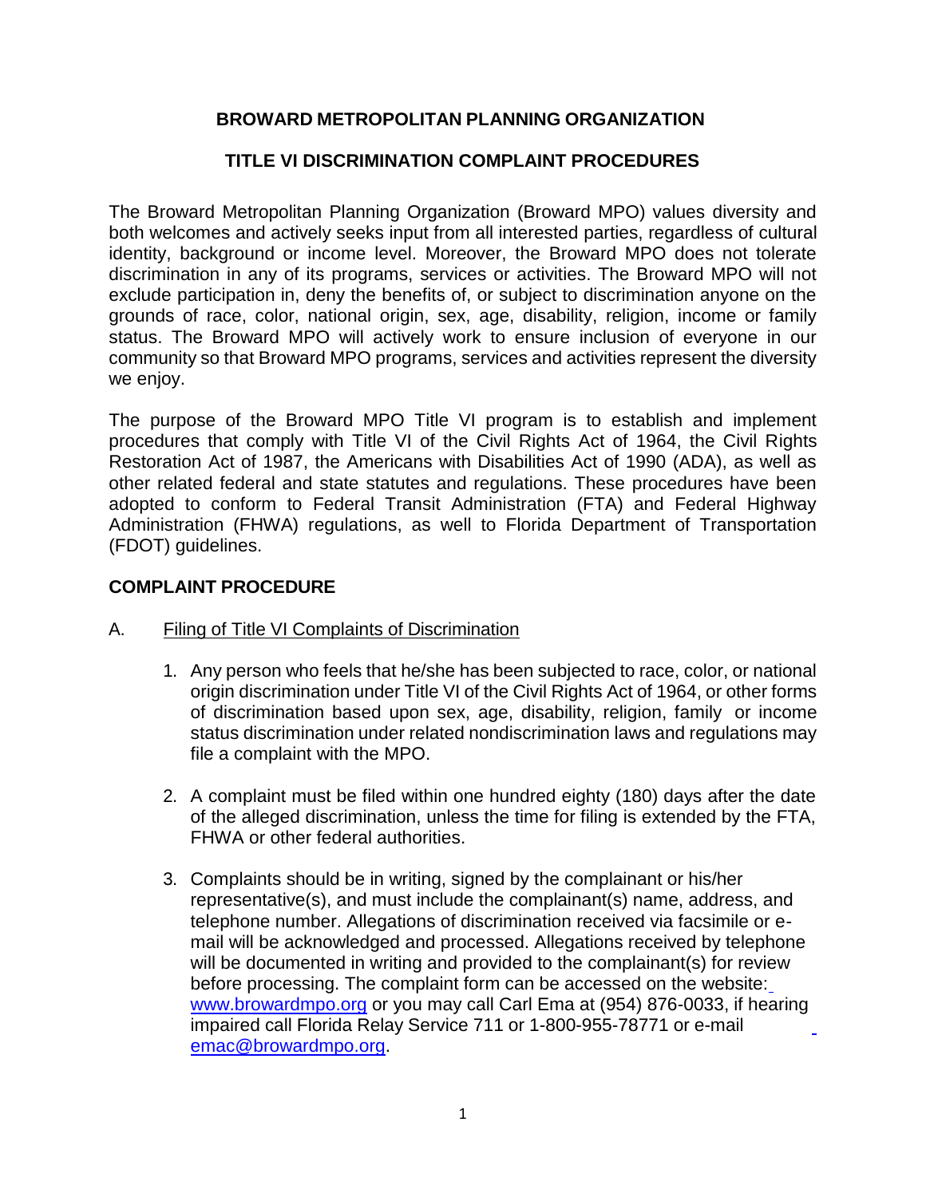# BROWARD METROPOLITAN PLANNING ORGANIZATION

## TITLE VI DISCRIMINATION COMPLAINT PROCEDURES

The Broward Metropolitan Planning Organization (Broward MPO) values diversity and both welcomes and actively seeks input from all interested parties, regardless of cultural identity, background or income level. Moreover, the Broward MPO does not tolerate discrimination in any of its programs, services or activities. The Broward MPO will not exclude participation in, deny the benefits of, or subject to discrimination anyone on the grounds of race, color, national origin, sex, age, disability, religion, income or family status. The Broward MPO will actively work to ensure inclusion of everyone in our community so that Broward MPO programs, services and activities represent the diversity we enjoy.

The purpose of the Broward MPO Title VI program is to establish and implement procedures that comply with Title VI of the Civil Rights Act of 1964, the Civil Rights Restoration Act of 1987, the Americans with Disabilities Act of 1990 (ADA), as well as other related federal and state statutes and regulations. These procedures have been adopted to conform to Federal Transit Administration (FTA) and Federal Highway Administration (FHWA) regulations, as well to Florida Department of Transportation (FDOT) guidelines.

### COMPLAINT PROCEDURE

A. Filing of Title VI Complaints of Discrimination

1. Any person who feels that he/she has been subjected to race, color, or national origin discrimination under Title VI of the Civil Rights Act of 1964, or other forms of discrimination based upon sex, age, disability, religion, family or income status discrimination under related nondiscrimination laws and regulations may file a complaint with the MPO.

2. A complaint must be filed within one hundred eighty (180) days after the date of the alleged discrimination, unless the time for filing is extended by the FTA, FHWA or other federal authorities.

3. Complaints should be in writing, signed by the complainant or his/her representative(s), and must include the complainant(s) name, address, and telephone number. Allegations of discrimination received via facsimile or e-mail will be acknowledged and processed. Allegations received by telephone will be documented in writing and provided to the complainant(s) for review before processing. The complaint form can be accessed on the website: www.browardmpo.org or you may call Carl Ema at (954) 876-0033, if hearing impaired call Florida Relay Service 711 or 1-800-955-78771 or e-mail emac@browardmpo.org.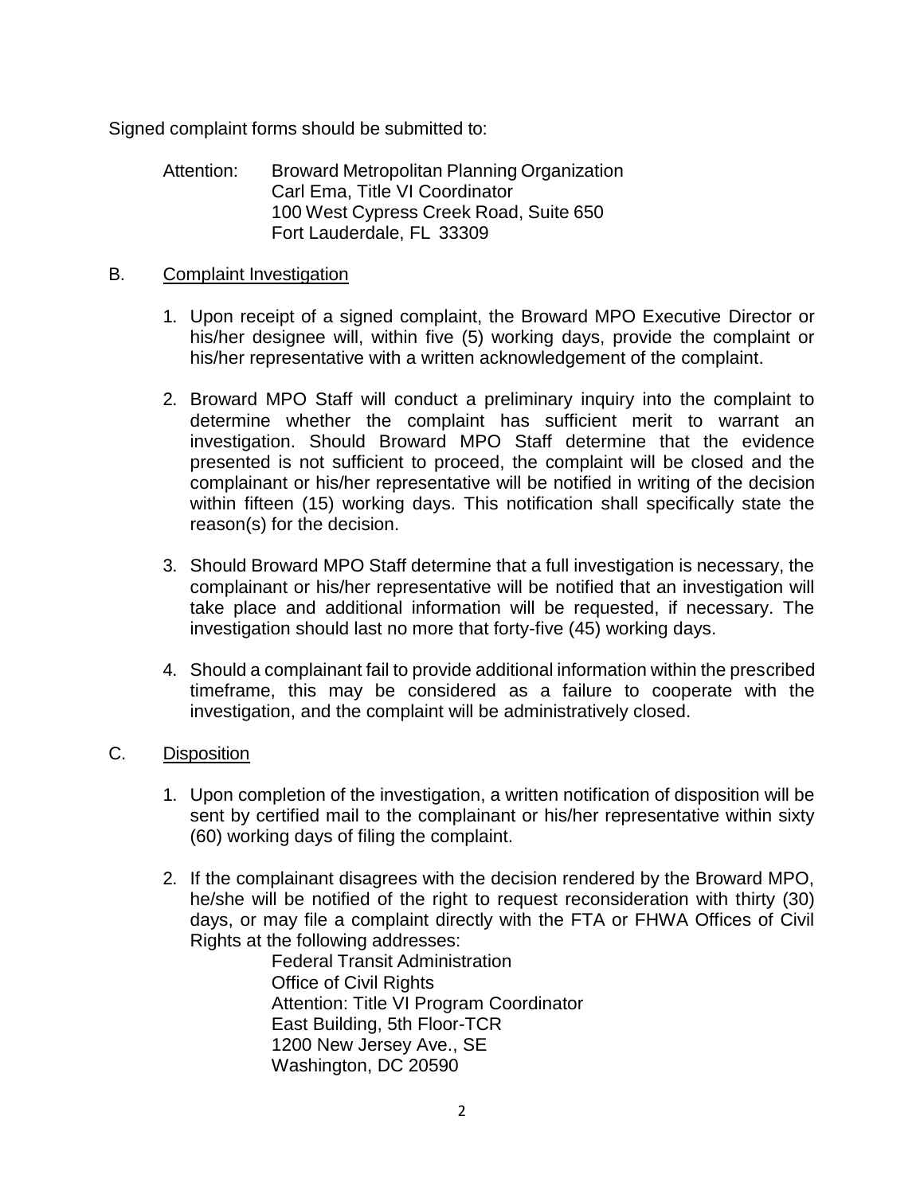Signed complaint forms should be submitted to:

Attention: Broward Metropolitan Planning Organization
Carl Ema, Title VI Coordinator
100 West Cypress Creek Road, Suite 650
Fort Lauderdale, FL 33309

B. Complaint Investigation

1. Upon receipt of a signed complaint, the Broward MPO Executive Director or his/her designee will, within five (5) working days, provide the complaint or his/her representative with a written acknowledgement of the complaint.

2. Broward MPO Staff will conduct a preliminary inquiry into the complaint to determine whether the complaint has sufficient merit to warrant an investigation. Should Broward MPO Staff determine that the evidence presented is not sufficient to proceed, the complaint will be closed and the complainant or his/her representative will be notified in writing of the decision within fifteen (15) working days. This notification shall specifically state the reason(s) for the decision.

3. Should Broward MPO Staff determine that a full investigation is necessary, the complainant or his/her representative will be notified that an investigation will take place and additional information will be requested, if necessary. The investigation should last no more that forty-five (45) working days.

4. Should a complainant fail to provide additional information within the prescribed timeframe, this may be considered as a failure to cooperate with the investigation, and the complaint will be administratively closed.

C. Disposition

1. Upon completion of the investigation, a written notification of disposition will be sent by certified mail to the complainant or his/her representative within sixty (60) working days of filing the complaint.

2. If the complainant disagrees with the decision rendered by the Broward MPO, he/she will be notified of the right to request reconsideration with thirty (30) days, or may file a complaint directly with the FTA or FHWA Offices of Civil Rights at the following addresses:

   Federal Transit Administration
   Office of Civil Rights
   Attention: Title VI Program Coordinator
   East Building, 5th Floor-TCR
   1200 New Jersey Ave., SE
   Washington, DC 20590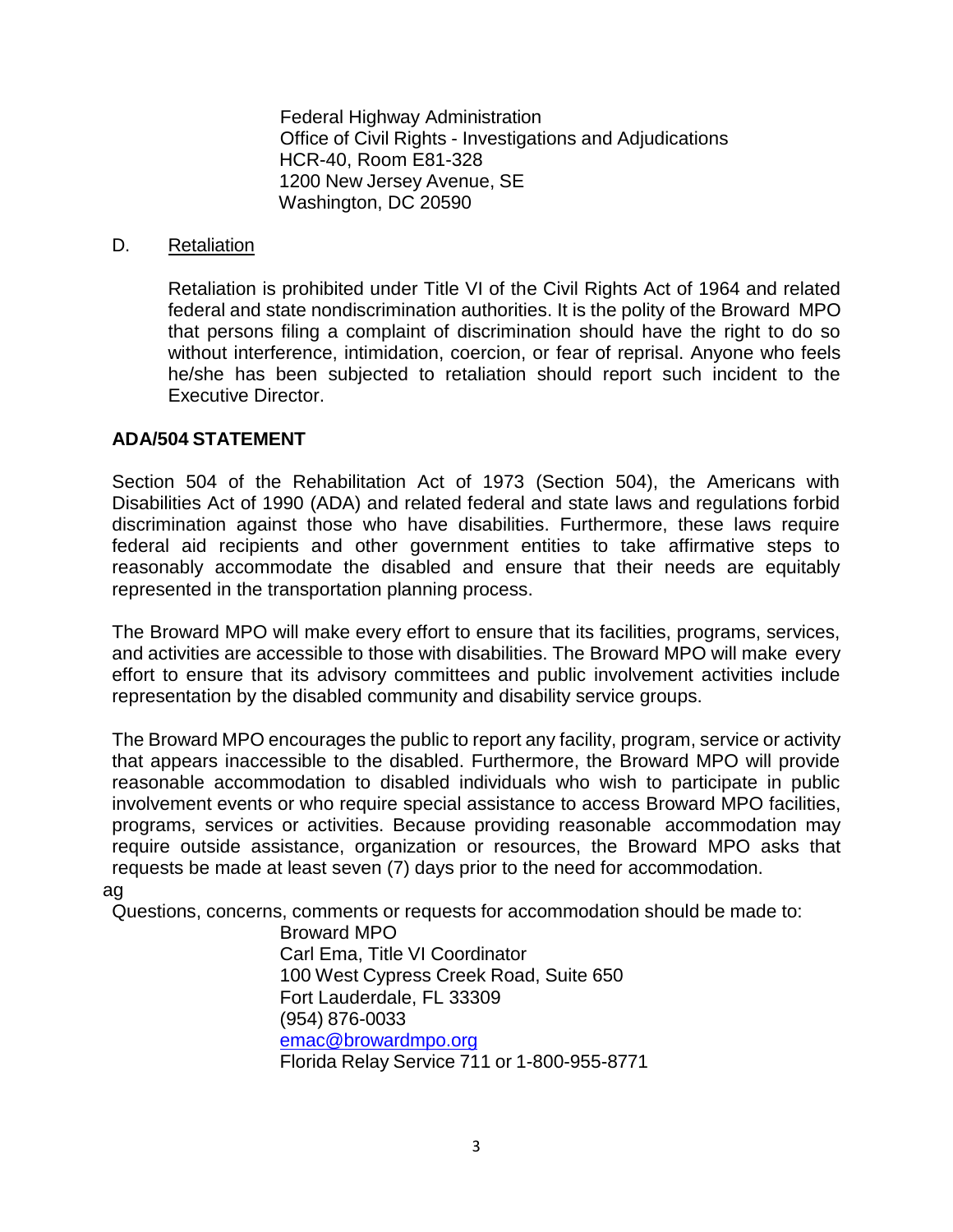Federal Highway Administration
Office of Civil Rights - Investigations and Adjudications
HCR-40, Room E81-328
1200 New Jersey Avenue, SE
Washington, DC 20590

D. Retaliation

Retaliation is prohibited under Title VI of the Civil Rights Act of 1964 and related federal and state nondiscrimination authorities. It is the polity of the Broward MPO that persons filing a complaint of discrimination should have the right to do so without interference, intimidation, coercion, or fear of reprisal. Anyone who feels he/she has been subjected to retaliation should report such incident to the Executive Director.

## ADA/504 STATEMENT

Section 504 of the Rehabilitation Act of 1973 (Section 504), the Americans with Disabilities Act of 1990 (ADA) and related federal and state laws and regulations forbid discrimination against those who have disabilities. Furthermore, these laws require federal aid recipients and other government entities to take affirmative steps to reasonably accommodate the disabled and ensure that their needs are equitably represented in the transportation planning process.

The Broward MPO will make every effort to ensure that its facilities, programs, services, and activities are accessible to those with disabilities. The Broward MPO will make every effort to ensure that its advisory committees and public involvement activities include representation by the disabled community and disability service groups.

The Broward MPO encourages the public to report any facility, program, service or activity that appears inaccessible to the disabled. Furthermore, the Broward MPO will provide reasonable accommodation to disabled individuals who wish to participate in public involvement events or who require special assistance to access Broward MPO facilities, programs, services or activities. Because providing reasonable accommodation may require outside assistance, organization or resources, the Broward MPO asks that requests be made at least seven (7) days prior to the need for accommodation.

ag

Questions, concerns, comments or requests for accommodation should be made to:

Broward MPO
Carl Ema, Title VI Coordinator
100 West Cypress Creek Road, Suite 650
Fort Lauderdale, FL 33309
(954) 876-0033
emac@browardmpo.org
Florida Relay Service 711 or 1-800-955-8771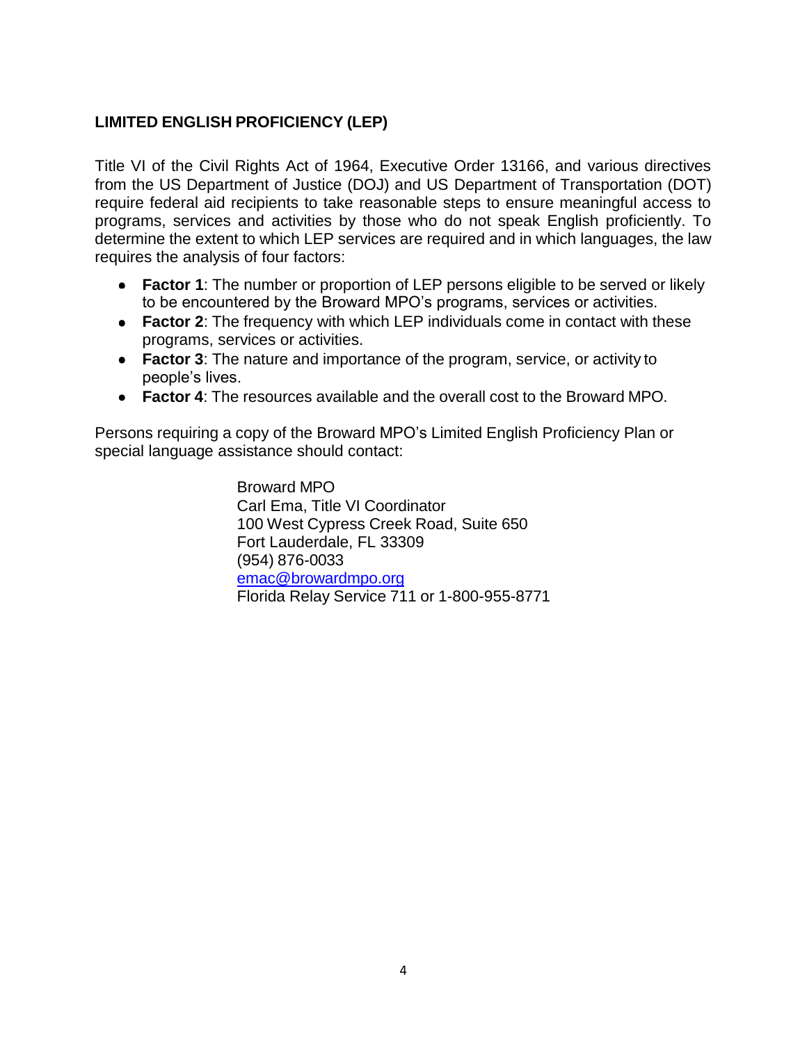## LIMITED ENGLISH PROFICIENCY (LEP)

Title VI of the Civil Rights Act of 1964, Executive Order 13166, and various directives from the US Department of Justice (DOJ) and US Department of Transportation (DOT) require federal aid recipients to take reasonable steps to ensure meaningful access to programs, services and activities by those who do not speak English proficiently. To determine the extent to which LEP services are required and in which languages, the law requires the analysis of four factors:

- **Factor 1**: The number or proportion of LEP persons eligible to be served or likely to be encountered by the Broward MPO's programs, services or activities.
- **Factor 2**: The frequency with which LEP individuals come in contact with these programs, services or activities.
- **Factor 3**: The nature and importance of the program, service, or activity to people's lives.
- **Factor 4**: The resources available and the overall cost to the Broward MPO.

Persons requiring a copy of the Broward MPO's Limited English Proficiency Plan or special language assistance should contact:

Broward MPO
Carl Ema, Title VI Coordinator
100 West Cypress Creek Road, Suite 650
Fort Lauderdale, FL 33309
(954) 876-0033
emac@browardmpo.org
Florida Relay Service 711 or 1-800-955-8771